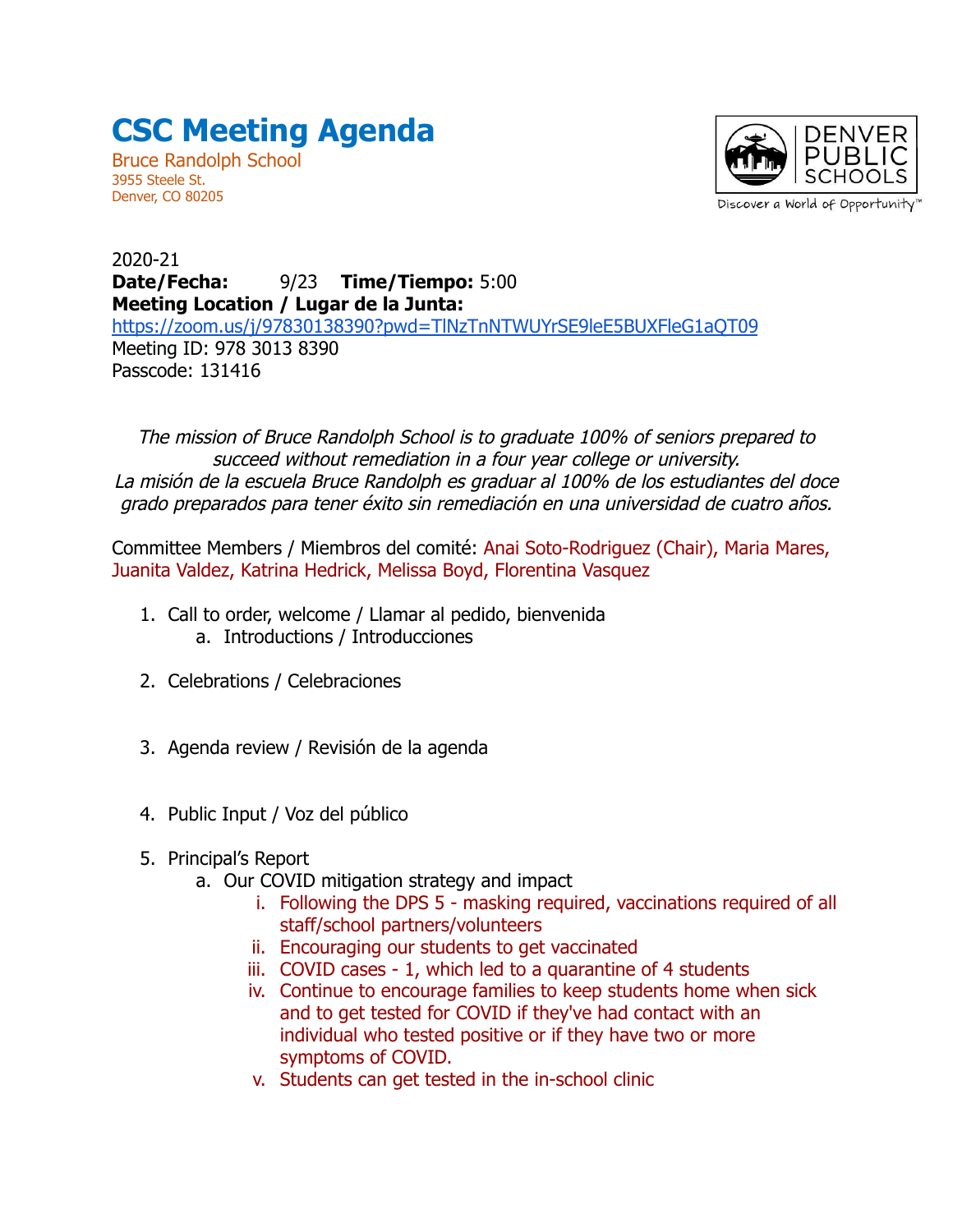# CSC Meeting Agenda

Bruce Randolph School
3955 Steele St.
Denver, CO 80205

DENVER PUBLIC SCHOOLS
Discover a World of Opportunity™

2020-21
**Date/Fecha:** 9/23 **Time/Tiempo:** 5:00
**Meeting Location / Lugar de la Junta:**
https://zoom.us/j/97830138390?pwd=TlNzTnNTWUYrSE9leE5BUXFleG1aQT09
Meeting ID: 978 3013 8390
Passcode: 131416

*The mission of Bruce Randolph School is to graduate 100% of seniors prepared to succeed without remediation in a four year college or university.*
*La misión de la escuela Bruce Randolph es graduar al 100% de los estudiantes del doce grado preparados para tener éxito sin remediación en una universidad de cuatro años.*

Committee Members / Miembros del comité: Anai Soto-Rodriguez (Chair), Maria Mares, Juanita Valdez, Katrina Hedrick, Melissa Boyd, Florentina Vasquez

1. Call to order, welcome / Llamar al pedido, bienvenida
   a. Introductions / Introducciones
2. Celebrations / Celebraciones
3. Agenda review / Revisión de la agenda
4. Public Input / Voz del público
5. Principal's Report
   a. Our COVID mitigation strategy and impact
      i. Following the DPS 5 - masking required, vaccinations required of all staff/school partners/volunteers
      ii. Encouraging our students to get vaccinated
      iii. COVID cases - 1, which led to a quarantine of 4 students
      iv. Continue to encourage families to keep students home when sick and to get tested for COVID if they've had contact with an individual who tested positive or if they have two or more symptoms of COVID.
      v. Students can get tested in the in-school clinic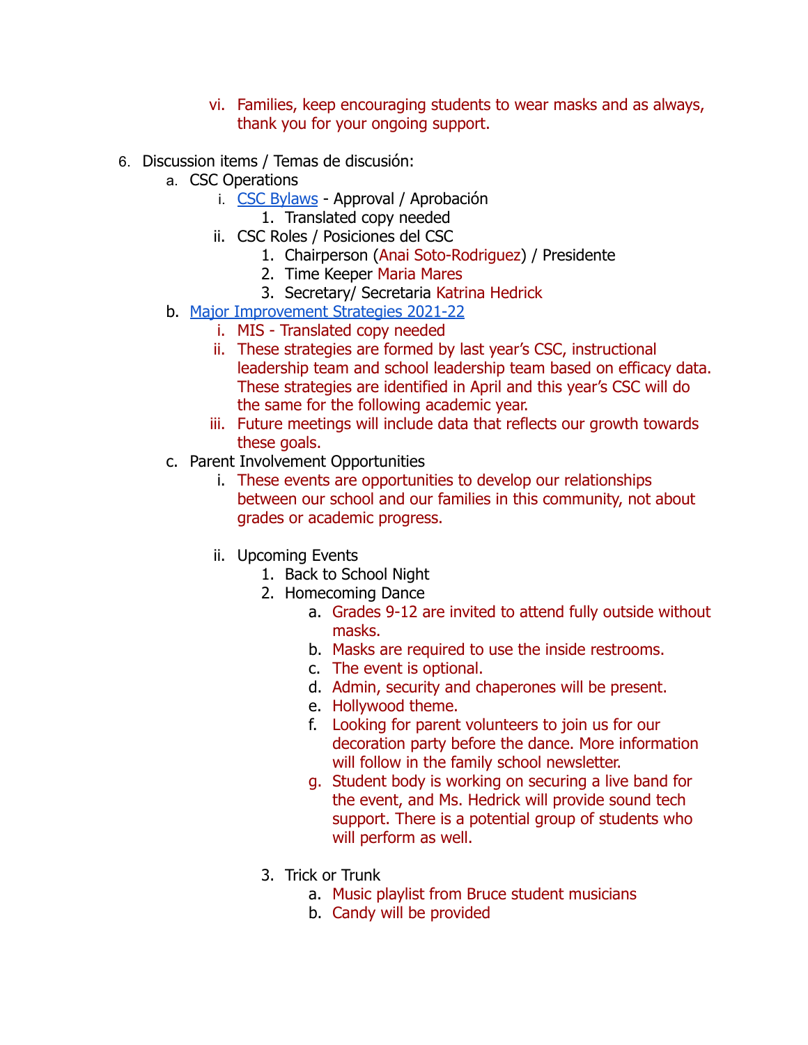vi. Families, keep encouraging students to wear masks and as always, thank you for your ongoing support.

6. Discussion items / Temas de discusión:
   a. CSC Operations
      i. [CSC Bylaws](#) - Approval / Aprobación
         1. Translated copy needed
      ii. CSC Roles / Posiciones del CSC
         1. Chairperson (Anai Soto-Rodriguez) / Presidente
         2. Time Keeper Maria Mares
         3. Secretary/ Secretaria Katrina Hedrick
   b. [Major Improvement Strategies 2021-22](#)
      i. MIS - Translated copy needed
      ii. These strategies are formed by last year's CSC, instructional leadership team and school leadership team based on efficacy data. These strategies are identified in April and this year's CSC will do the same for the following academic year.
      iii. Future meetings will include data that reflects our growth towards these goals.
   c. Parent Involvement Opportunities
      i. These events are opportunities to develop our relationships between our school and our families in this community, not about grades or academic progress.
      ii. Upcoming Events
         1. Back to School Night
         2. Homecoming Dance
            a. Grades 9-12 are invited to attend fully outside without masks.
            b. Masks are required to use the inside restrooms.
            c. The event is optional.
            d. Admin, security and chaperones will be present.
            e. Hollywood theme.
            f. Looking for parent volunteers to join us for our decoration party before the dance. More information will follow in the family school newsletter.
            g. Student body is working on securing a live band for the event, and Ms. Hedrick will provide sound tech support. There is a potential group of students who will perform as well.
         3. Trick or Trunk
            a. Music playlist from Bruce student musicians
            b. Candy will be provided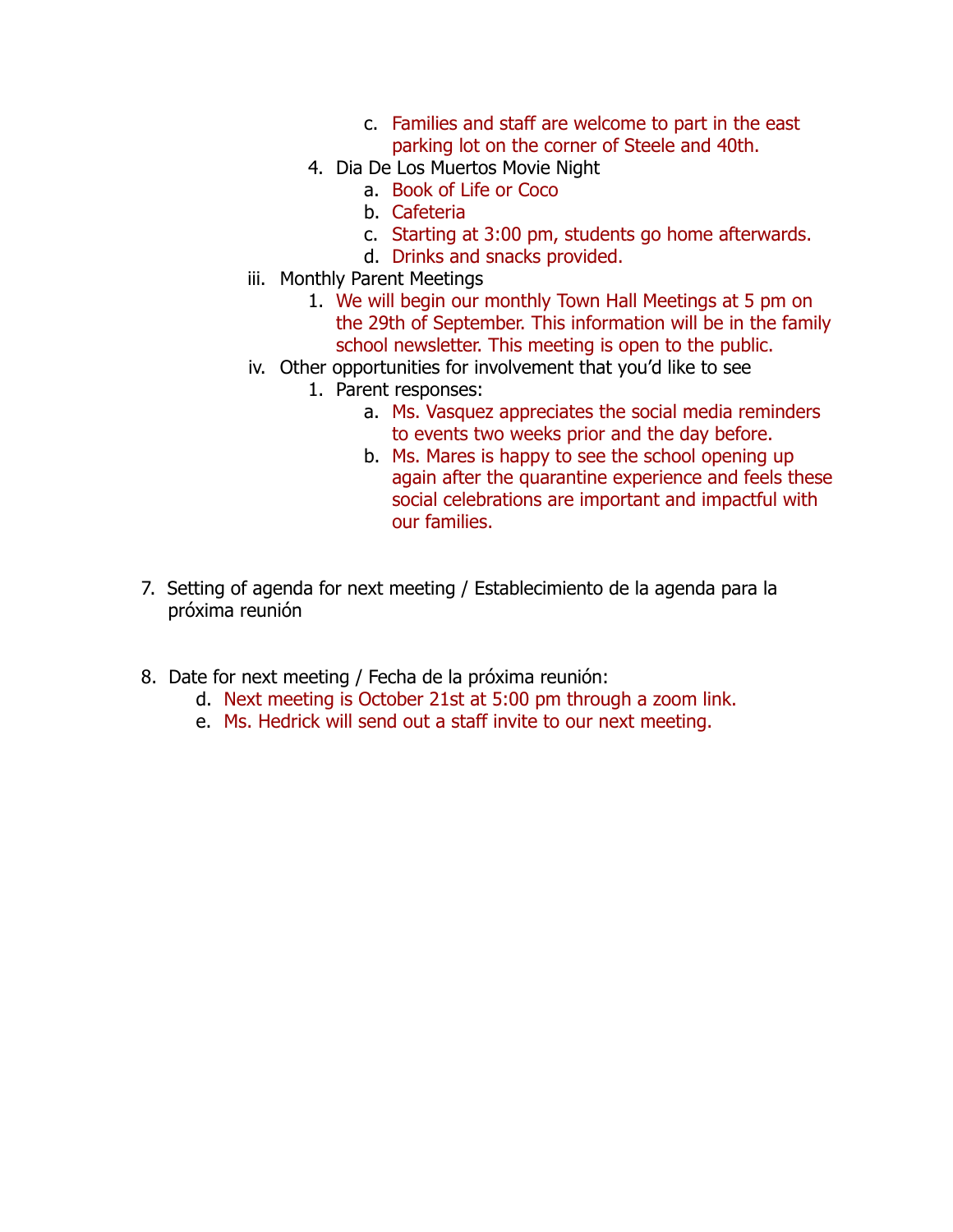c. Families and staff are welcome to part in the east parking lot on the corner of Steele and 40th.

    4. Dia De Los Muertos Movie Night
        a. Book of Life or Coco
        b. Cafeteria
        c. Starting at 3:00 pm, students go home afterwards.
        d. Drinks and snacks provided.

iii. Monthly Parent Meetings
    1. We will begin our monthly Town Hall Meetings at 5 pm on the 29th of September. This information will be in the family school newsletter. This meeting is open to the public.

iv. Other opportunities for involvement that you'd like to see
    1. Parent responses:
        a. Ms. Vasquez appreciates the social media reminders to events two weeks prior and the day before.
        b. Ms. Mares is happy to see the school opening up again after the quarantine experience and feels these social celebrations are important and impactful with our families.

7. Setting of agenda for next meeting / Establecimiento de la agenda para la próxima reunión

8. Date for next meeting / Fecha de la próxima reunión:
    d. Next meeting is October 21st at 5:00 pm through a zoom link.
    e. Ms. Hedrick will send out a staff invite to our next meeting.